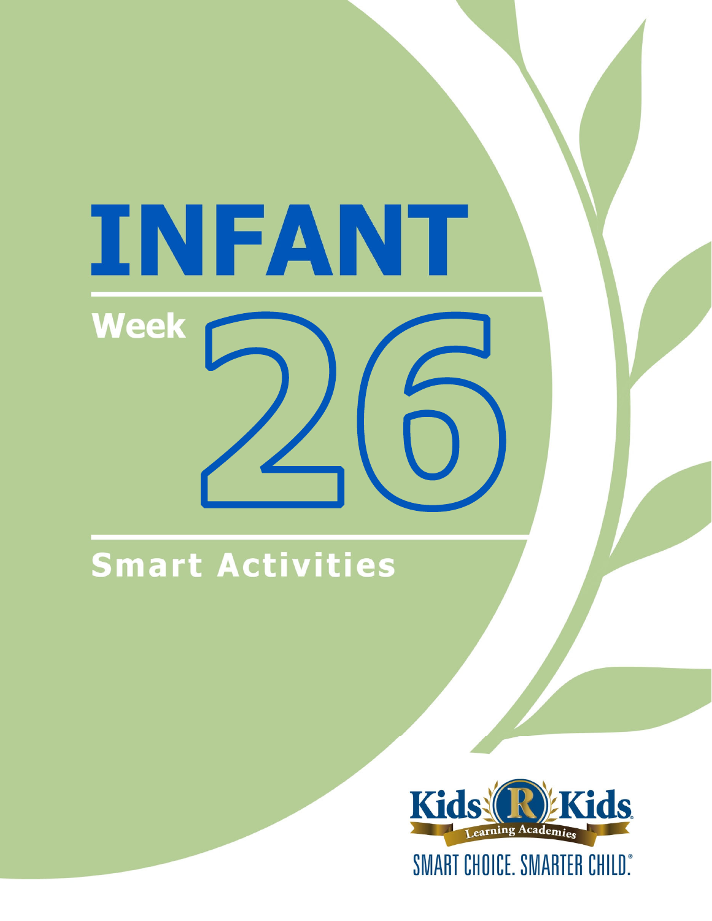# INFANT

## Week 26

## Smart Activities

Kids R Kids Learning Academies

SMART CHOICE. SMARTER CHILD.®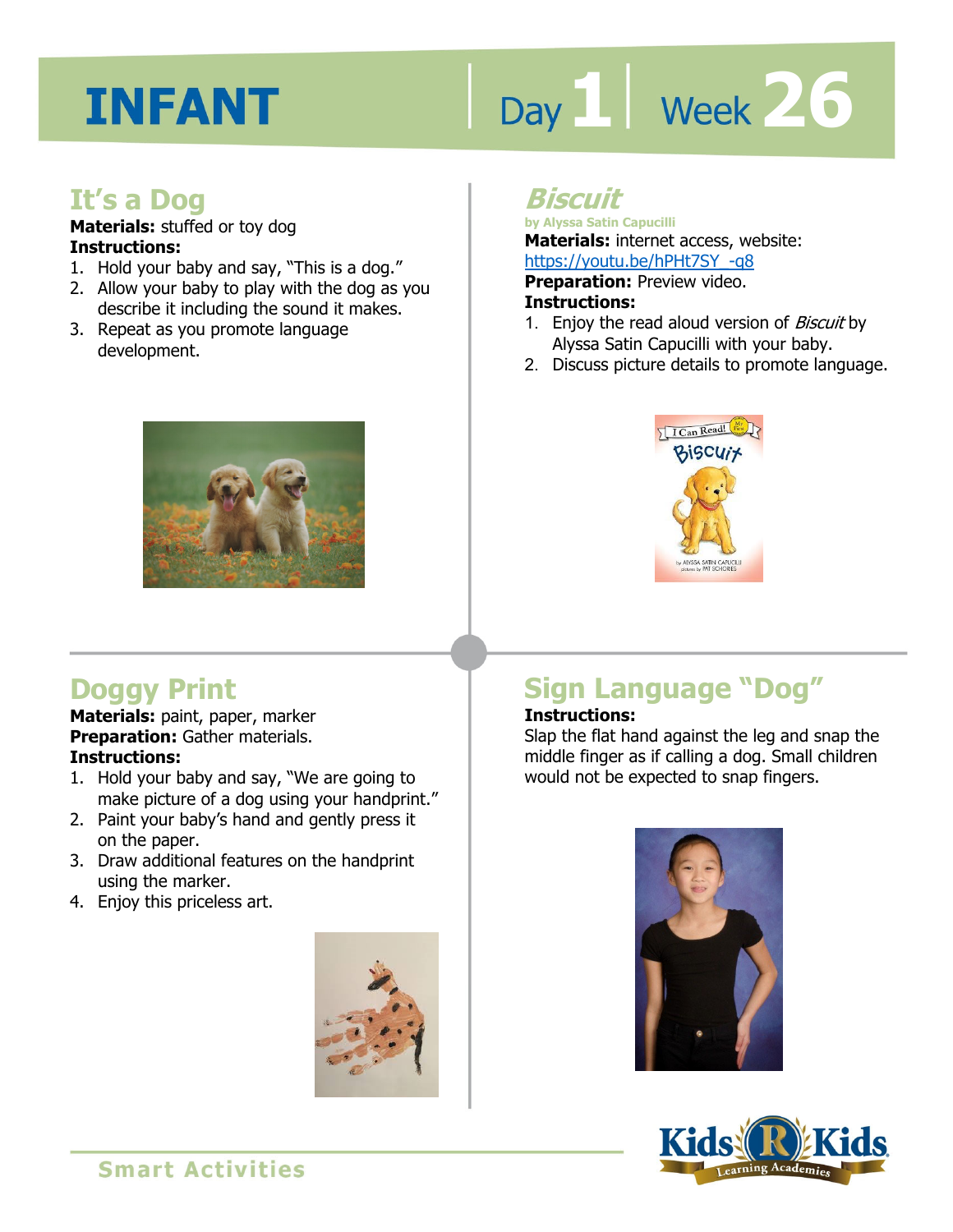# INFANT

Day 1 | Week 26

## It's a Dog

**Materials:** stuffed or toy dog

**Instructions:**

1. Hold your baby and say, "This is a dog."
2. Allow your baby to play with the dog as you describe it including the sound it makes.
3. Repeat as you promote language development.

## *Biscuit*

by Alyssa Satin Capucilli

**Materials:** internet access, website: https://youtu.be/hPHt7SY_-q8

**Preparation:** Preview video.

**Instructions:**

1. Enjoy the read aloud version of *Biscuit* by Alyssa Satin Capucilli with your baby.
2. Discuss picture details to promote language.

## Doggy Print

**Materials:** paint, paper, marker

**Preparation:** Gather materials.

**Instructions:**

1. Hold your baby and say, "We are going to make picture of a dog using your handprint."
2. Paint your baby's hand and gently press it on the paper.
3. Draw additional features on the handprint using the marker.
4. Enjoy this priceless art.

## Sign Language "Dog"

**Instructions:**

Slap the flat hand against the leg and snap the middle finger as if calling a dog. Small children would not be expected to snap fingers.

Smart Activities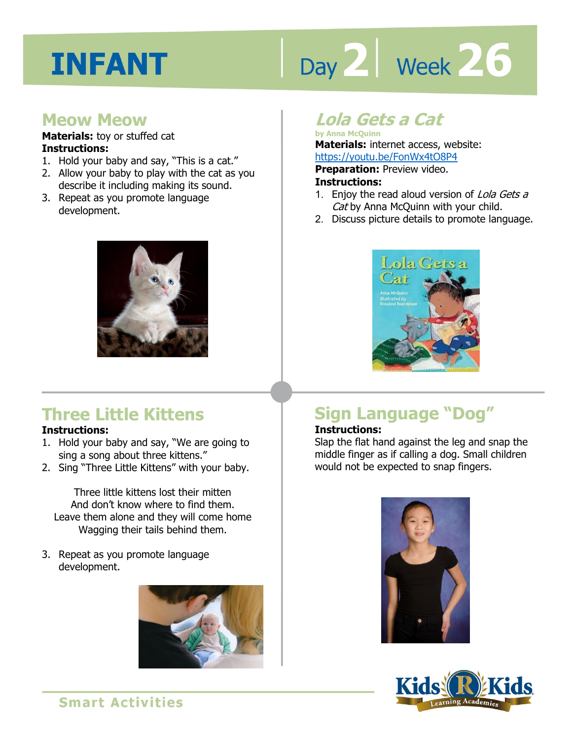# INFANT

Day 2 | Week 26

## Meow Meow

**Materials:** toy or stuffed cat
**Instructions:**

1. Hold your baby and say, "This is a cat."
2. Allow your baby to play with the cat as you describe it including making its sound.
3. Repeat as you promote language development.

## *Lola Gets a Cat*

**by Anna McQuinn**

**Materials:** internet access, website: https://youtu.be/FonWx4tO8P4
**Preparation:** Preview video.
**Instructions:**

1. Enjoy the read aloud version of *Lola Gets a Cat* by Anna McQuinn with your child.
2. Discuss picture details to promote language.

## Three Little Kittens

**Instructions:**

1. Hold your baby and say, "We are going to sing a song about three kittens."
2. Sing "Three Little Kittens" with your baby.

Three little kittens lost their mitten
And don't know where to find them.
Leave them alone and they will come home
Wagging their tails behind them.

3. Repeat as you promote language development.

## Sign Language "Dog"

**Instructions:**
Slap the flat hand against the leg and snap the middle finger as if calling a dog. Small children would not be expected to snap fingers.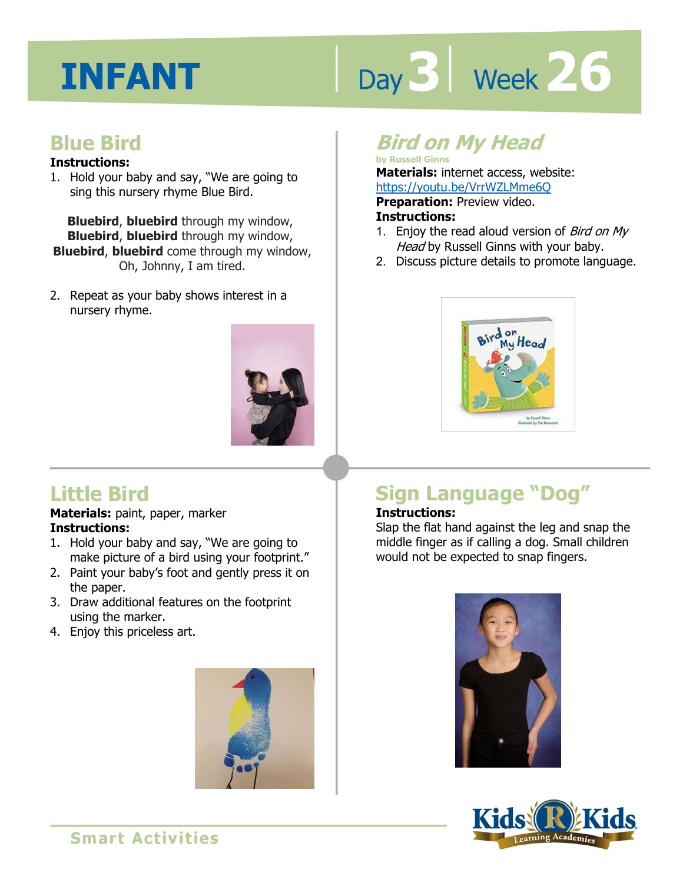# INFANT

Day 3 | Week 26

## Blue Bird

**Instructions:**

1. Hold your baby and say, "We are going to sing this nursery rhyme Blue Bird.

**Bluebird**, **bluebird** through my window,
**Bluebird**, **bluebird** through my window,
**Bluebird**, **bluebird** come through my window,
Oh, Johnny, I am tired.

2. Repeat as your baby shows interest in a nursery rhyme.

## *Bird on My Head*

by Russell Ginns

**Materials:** internet access, website: https://youtu.be/VrrWZLMme6Q

**Preparation:** Preview video.

**Instructions:**

1. Enjoy the read aloud version of *Bird on My Head* by Russell Ginns with your baby.
2. Discuss picture details to promote language.

## Little Bird

**Materials:** paint, paper, marker

**Instructions:**

1. Hold your baby and say, "We are going to make picture of a bird using your footprint."
2. Paint your baby's foot and gently press it on the paper.
3. Draw additional features on the footprint using the marker.
4. Enjoy this priceless art.

## Sign Language "Dog"

**Instructions:**

Slap the flat hand against the leg and snap the middle finger as if calling a dog. Small children would not be expected to snap fingers.

Smart Activities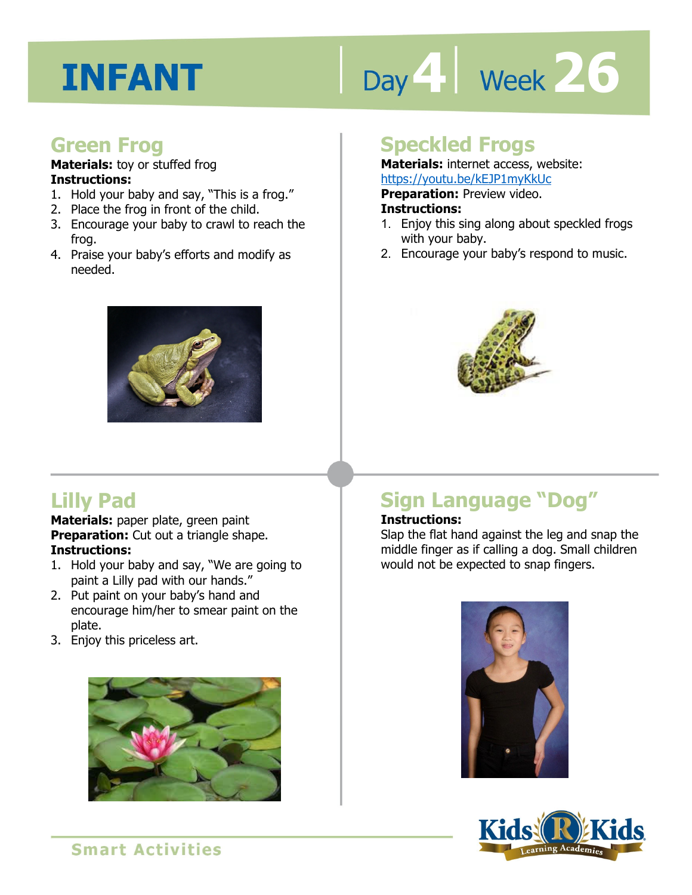# INFANT

Day 4 | Week 26

## Green Frog

**Materials:** toy or stuffed frog

**Instructions:**

1. Hold your baby and say, "This is a frog."
2. Place the frog in front of the child.
3. Encourage your baby to crawl to reach the frog.
4. Praise your baby's efforts and modify as needed.

## Speckled Frogs

**Materials:** internet access, website: https://youtu.be/kEJP1myKkUc

**Preparation:** Preview video.

**Instructions:**

1. Enjoy this sing along about speckled frogs with your baby.
2. Encourage your baby's respond to music.

## Lilly Pad

**Materials:** paper plate, green paint

**Preparation:** Cut out a triangle shape.

**Instructions:**

1. Hold your baby and say, "We are going to paint a Lilly pad with our hands."
2. Put paint on your baby's hand and encourage him/her to smear paint on the plate.
3. Enjoy this priceless art.

## Sign Language "Dog"

**Instructions:**

Slap the flat hand against the leg and snap the middle finger as if calling a dog. Small children would not be expected to snap fingers.

Smart Activities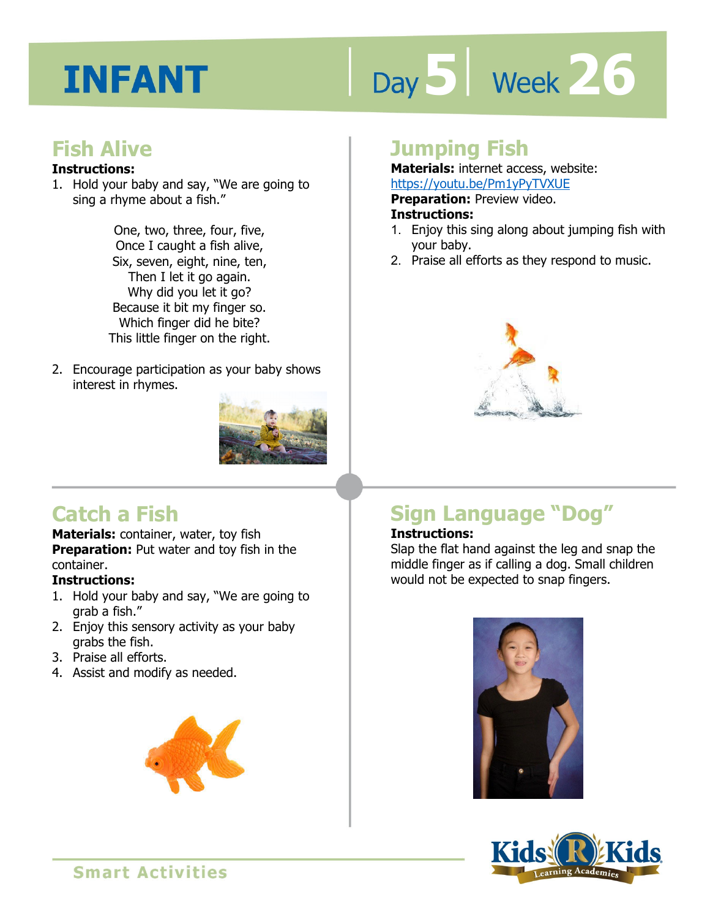# INFANT

Day 5 | Week 26

## Fish Alive

**Instructions:**

1. Hold your baby and say, "We are going to sing a rhyme about a fish."

   One, two, three, four, five,
   Once I caught a fish alive,
   Six, seven, eight, nine, ten,
   Then I let it go again.
   Why did you let it go?
   Because it bit my finger so.
   Which finger did he bite?
   This little finger on the right.

2. Encourage participation as your baby shows interest in rhymes.

## Jumping Fish

**Materials:** internet access, website: https://youtu.be/Pm1yPyTVXUE

**Preparation:** Preview video.

**Instructions:**

1. Enjoy this sing along about jumping fish with your baby.
2. Praise all efforts as they respond to music.

## Catch a Fish

**Materials:** container, water, toy fish

**Preparation:** Put water and toy fish in the container.

**Instructions:**

1. Hold your baby and say, "We are going to grab a fish."
2. Enjoy this sensory activity as your baby grabs the fish.
3. Praise all efforts.
4. Assist and modify as needed.

## Sign Language "Dog"

**Instructions:**

Slap the flat hand against the leg and snap the middle finger as if calling a dog. Small children would not be expected to snap fingers.